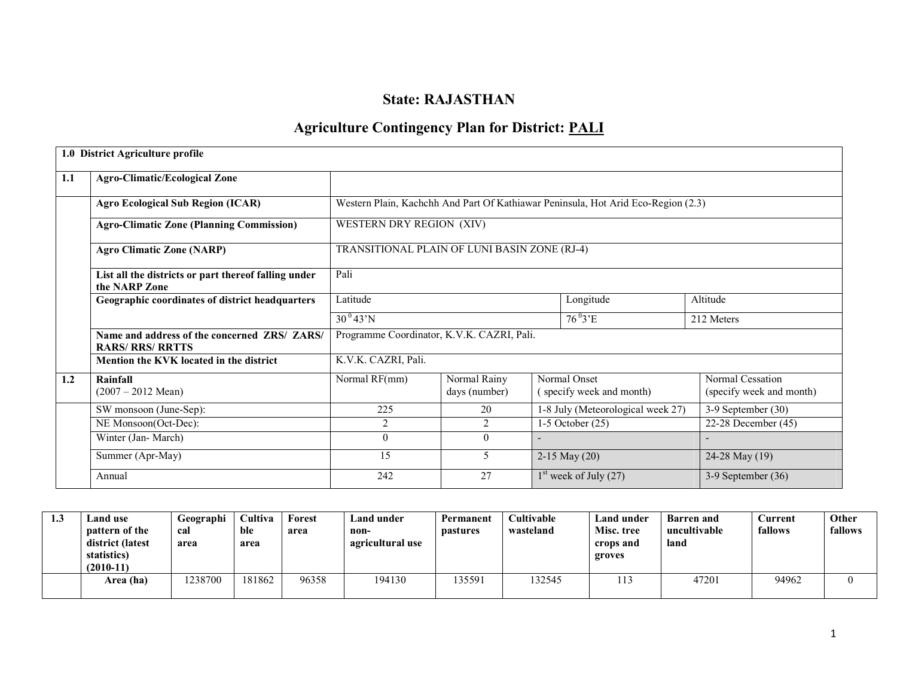# State: RAJASTHAN

## Agriculture Contingency Plan for District: PALI

| 1.0 District Agriculture profile | | | | | | |
|---|---|---|---|---|---|---|
| 1.1 | Agro-Climatic/Ecological Zone | | | | | |
| | Agro Ecological Sub Region (ICAR) | Western Plain, Kachchh And Part Of Kathiawar Peninsula, Hot Arid Eco-Region (2.3) | | | | |
| | Agro-Climatic Zone (Planning Commission) | WESTERN DRY REGION (XIV) | | | | |
| | Agro Climatic Zone (NARP) | TRANSITIONAL PLAIN OF LUNI BASIN ZONE (RJ-4) | | | | |
| | List all the districts or part thereof falling under the NARP Zone | Pali | | | | |
| | Geographic coordinates of district headquarters | Latitude | | Longitude | | Altitude |
| | | $30^0 43'$N | | $76^0 3'$E | | 212 Meters |
| | Name and address of the concerned ZRS/ ZARS/ RARS/ RRS/ RRTTS | Programme Coordinator, K.V.K. CAZRI, Pali. | | | | |
| | Mention the KVK located in the district | K.V.K. CAZRI, Pali. | | | | |
| 1.2 | Rainfall (2007 – 2012 Mean) | Normal RF(mm) | Normal Rainy days (number) | Normal Onset ( specify week and month) | | Normal Cessation (specify week and month) |
| | SW monsoon (June-Sep): | 225 | 20 | 1-8 July (Meteorological week 27) | | 3-9 September (30) |
| | NE Monsoon(Oct-Dec): | 2 | 2 | 1-5 October (25) | | 22-28 December (45) |
| | Winter (Jan- March) | 0 | 0 | - | | - |
| | Summer (Apr-May) | 15 | 5 | 2-15 May (20) | | 24-28 May (19) |
| | Annual | 242 | 27 | 1st week of July (27) | | 3-9 September (36) |

| 1.3 | Land use pattern of the district (latest statistics) (2010-11) | Geographical area | Cultivable area | Forest area | Land under non-agricultural use | Permanent pastures | Cultivable wasteland | Land under Misc. tree crops and groves | Barren and uncultivable land | Current fallows | Other fallows |
|---|---|---|---|---|---|---|---|---|---|---|---|
| | Area (ha) | 1238700 | 181862 | 96358 | 194130 | 135591 | 132545 | 113 | 47201 | 94962 | 0 |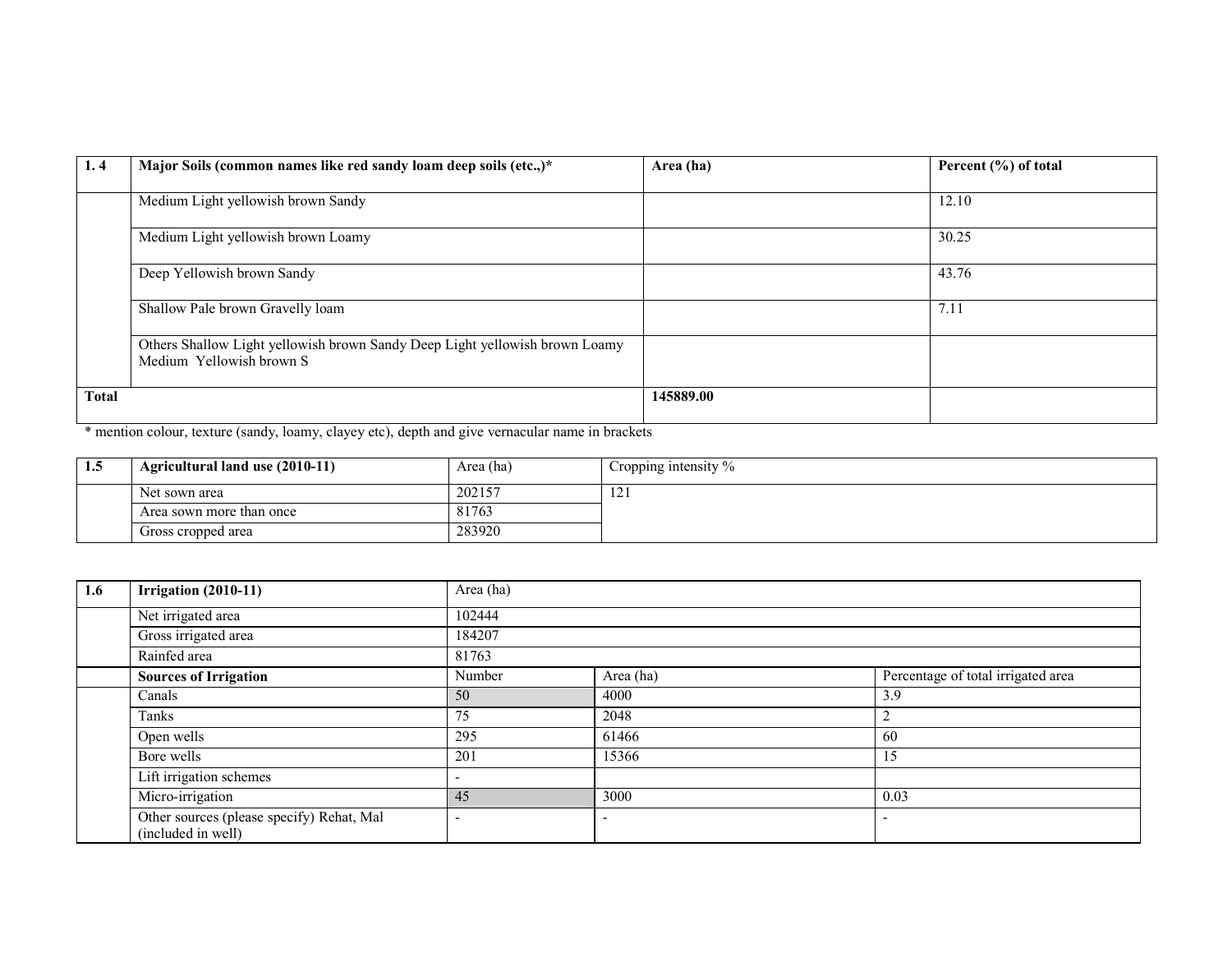| 1. 4 | Major Soils (common names like red sandy loam deep soils (etc.,)* | Area (ha) | Percent (%) of total |
|---|---|---|---|
| | Medium Light yellowish brown Sandy | | 12.10 |
| | Medium Light yellowish brown Loamy | | 30.25 |
| | Deep Yellowish brown Sandy | | 43.76 |
| | Shallow Pale brown Gravelly loam | | 7.11 |
| | Others Shallow Light yellowish brown Sandy Deep Light yellowish brown Loamy Medium Yellowish brown S | | |
| **Total** | | **145889.00** | |

* mention colour, texture (sandy, loamy, clayey etc), depth and give vernacular name in brackets

| 1.5 | Agricultural land use (2010-11) | Area (ha) | Cropping intensity % |
|---|---|---|---|
| | Net sown area | 202157 | 121 |
| | Area sown more than once | 81763 | |
| | Gross cropped area | 283920 | |

| 1.6 | Irrigation (2010-11) | Area (ha) | | |
|---|---|---|---|---|
| | Net irrigated area | 102444 | | |
| | Gross irrigated area | 184207 | | |
| | Rainfed area | 81763 | | |
| | **Sources of Irrigation** | Number | Area (ha) | Percentage of total irrigated area |
| | Canals | 50 | 4000 | 3.9 |
| | Tanks | 75 | 2048 | 2 |
| | Open wells | 295 | 61466 | 60 |
| | Bore wells | 201 | 15366 | 15 |
| | Lift irrigation schemes | - | | |
| | Micro-irrigation | 45 | 3000 | 0.03 |
| | Other sources (please specify) Rehat, Mal (included in well) | - | - | - |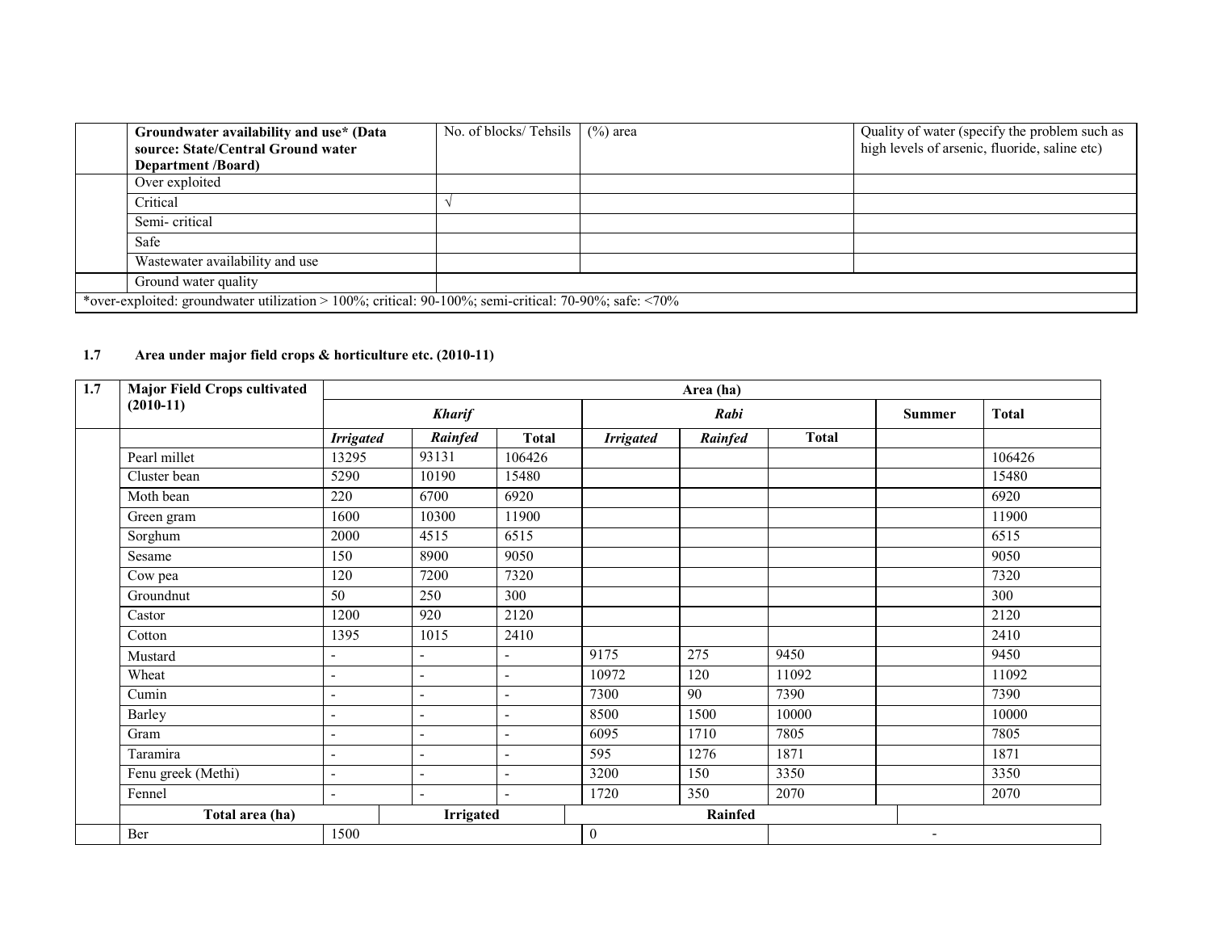| | Groundwater availability and use* (Data source: State/Central Ground water Department /Board) | No. of blocks/ Tehsils | (%) area | Quality of water (specify the problem such as high levels of arsenic, fluoride, saline etc) |
|---|---|---|---|---|
| | Over exploited | | | |
| | Critical | √ | | |
| | Semi- critical | | | |
| | Safe | | | |
| | Wastewater availability and use | | | |
| | Ground water quality | | | |
| *over-exploited: groundwater utilization > 100%; critical: 90-100%; semi-critical: 70-90%; safe: <70% | | | | |

**1.7 Area under major field crops & horticulture etc. (2010-11)**

| 1.7 | Major Field Crops cultivated (2010-11) | Area (ha) | | | | | | | |
|---|---|---|---|---|---|---|---|---|---|
| | | *Kharif* | | | *Rabi* | | | Summer | Total |
| | | *Irrigated* | *Rainfed* | Total | *Irrigated* | *Rainfed* | Total | | |
| | Pearl millet | 13295 | 93131 | 106426 | | | | | 106426 |
| | Cluster bean | 5290 | 10190 | 15480 | | | | | 15480 |
| | Moth bean | 220 | 6700 | 6920 | | | | | 6920 |
| | Green gram | 1600 | 10300 | 11900 | | | | | 11900 |
| | Sorghum | 2000 | 4515 | 6515 | | | | | 6515 |
| | Sesame | 150 | 8900 | 9050 | | | | | 9050 |
| | Cow pea | 120 | 7200 | 7320 | | | | | 7320 |
| | Groundnut | 50 | 250 | 300 | | | | | 300 |
| | Castor | 1200 | 920 | 2120 | | | | | 2120 |
| | Cotton | 1395 | 1015 | 2410 | | | | | 2410 |
| | Mustard | - | - | - | 9175 | 275 | 9450 | | 9450 |
| | Wheat | - | - | - | 10972 | 120 | 11092 | | 11092 |
| | Cumin | - | - | - | 7300 | 90 | 7390 | | 7390 |
| | Barley | - | - | - | 8500 | 1500 | 10000 | | 10000 |
| | Gram | - | - | - | 6095 | 1710 | 7805 | | 7805 |
| | Taramira | - | - | - | 595 | 1276 | 1871 | | 1871 |
| | Fenu greek (Methi) | - | - | - | 3200 | 150 | 3350 | | 3350 |
| | Fennel | - | - | - | 1720 | 350 | 2070 | | 2070 |
| | Total area (ha) | Irrigated | | | Rainfed | | | | |
| | Ber | 1500 | | | 0 | | - | | |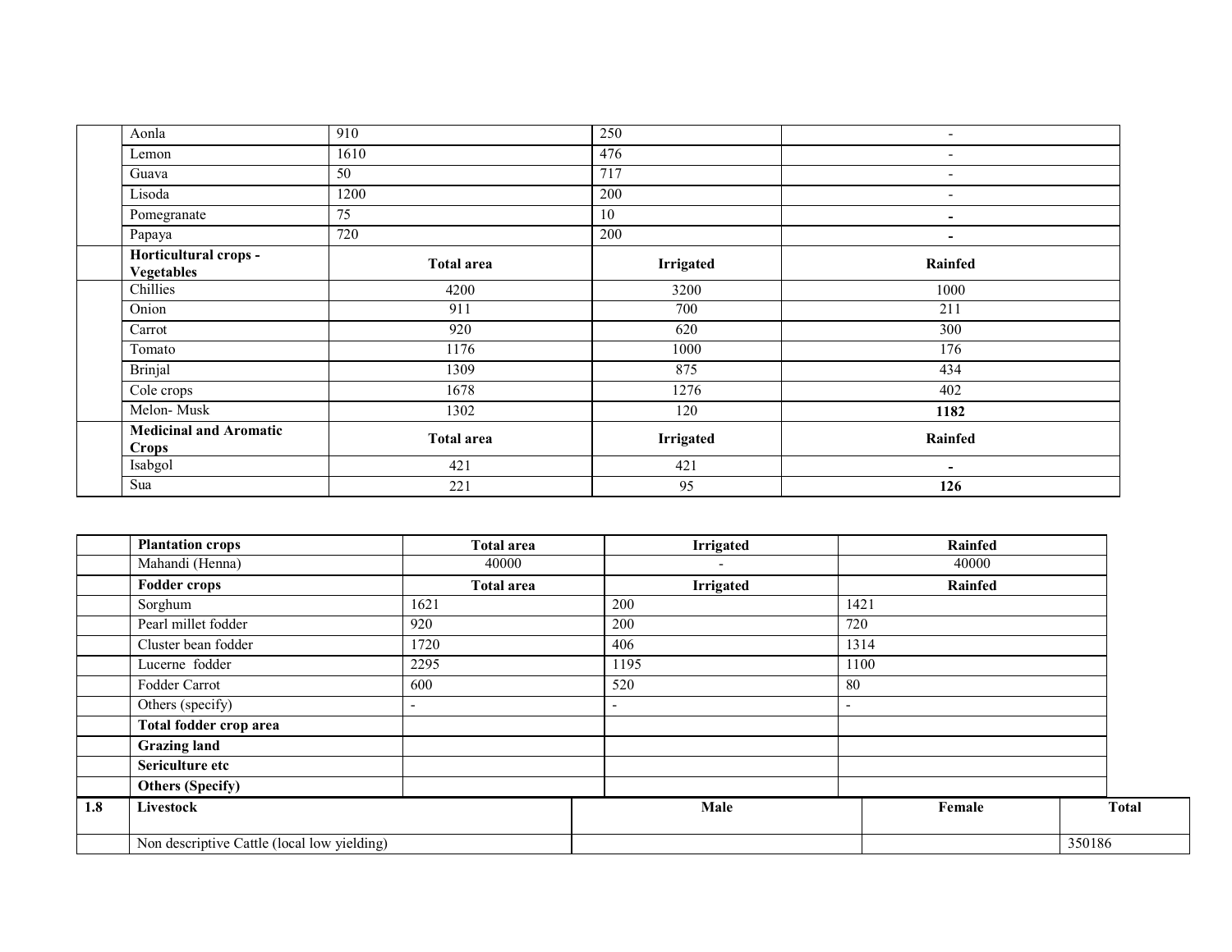| | | | | |
|---|---|---|---|---|
| | Aonla | 910 | 250 | - |
| | Lemon | 1610 | 476 | - |
| | Guava | 50 | 717 | - |
| | Lisoda | 1200 | 200 | - |
| | Pomegranate | 75 | 10 | **-** |
| | Papaya | 720 | 200 | **-** |
| | **Horticultural crops - Vegetables** | **Total area** | **Irrigated** | **Rainfed** |
| | Chillies | 4200 | 3200 | 1000 |
| | Onion | 911 | 700 | 211 |
| | Carrot | 920 | 620 | 300 |
| | Tomato | 1176 | 1000 | 176 |
| | Brinjal | 1309 | 875 | 434 |
| | Cole crops | 1678 | 1276 | 402 |
| | Melon- Musk | 1302 | 120 | **1182** |
| | **Medicinal and Aromatic Crops** | **Total area** | **Irrigated** | **Rainfed** |
| | Isabgol | 421 | 421 | **-** |
| | Sua | 221 | 95 | **126** |

| | **Plantation crops** | **Total area** | **Irrigated** | **Rainfed** |
|---|---|---|---|---|
| | Mahandi (Henna) | 40000 | - | 40000 |
| | **Fodder crops** | **Total area** | **Irrigated** | **Rainfed** |
| | Sorghum | 1621 | 200 | 1421 |
| | Pearl millet fodder | 920 | 200 | 720 |
| | Cluster bean fodder | 1720 | 406 | 1314 |
| | Lucerne fodder | 2295 | 1195 | 1100 |
| | Fodder Carrot | 600 | 520 | 80 |
| | Others (specify) | - | - | - |
| | **Total fodder crop area** | | | |
| | **Grazing land** | | | |
| | **Sericulture etc** | | | |
| | **Others (Specify)** | | | |

| **1.8** | **Livestock** | **Male** | **Female** | **Total** |
|---|---|---|---|---|
| | Non descriptive Cattle (local low yielding) | | | 350186 |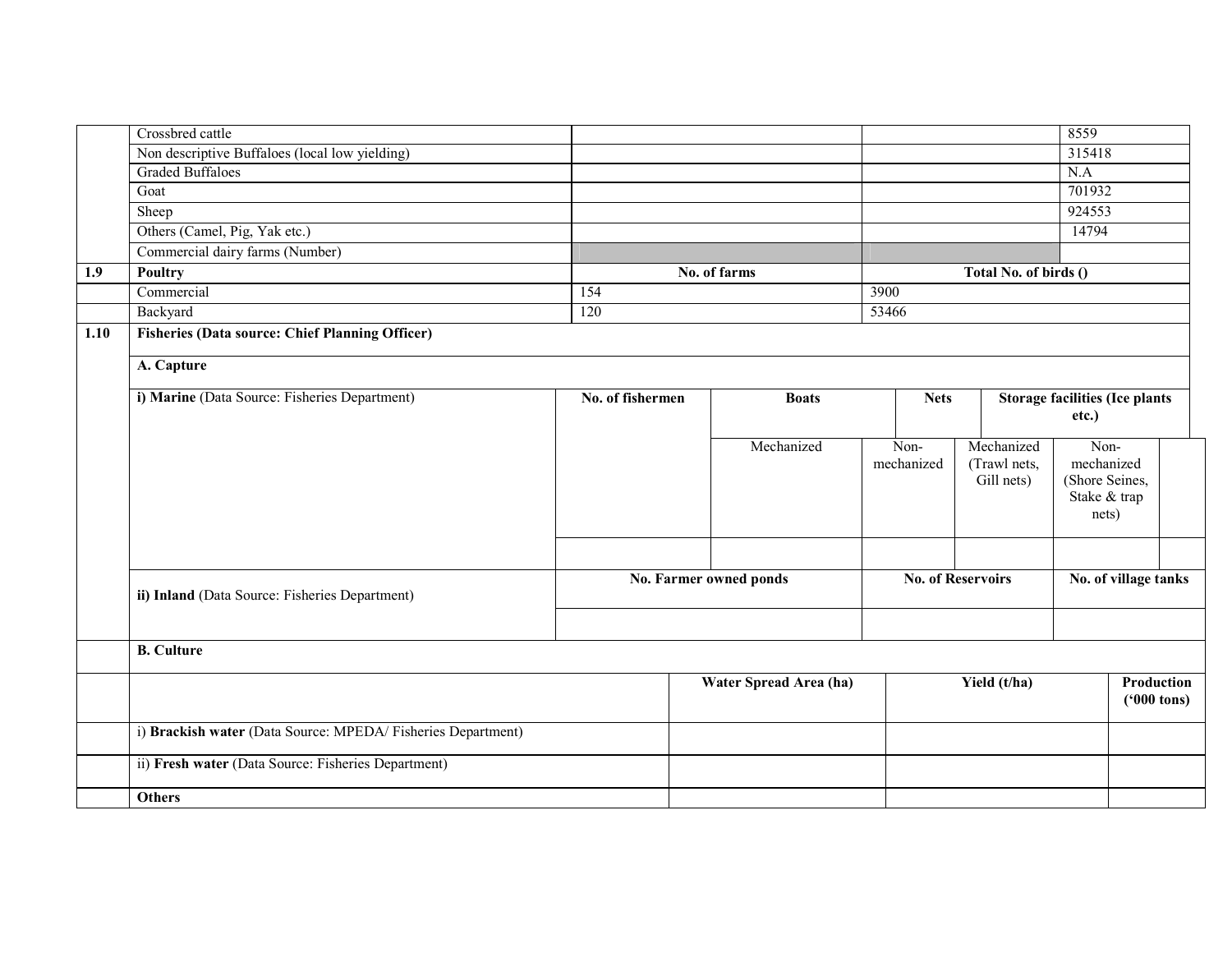| | | | | |
|---|---|---|---|---|
| | Crossbred cattle | | | 8559 |
| | Non descriptive Buffaloes (local low yielding) | | | 315418 |
| | Graded Buffaloes | | | N.A |
| | Goat | | | 701932 |
| | Sheep | | | 924553 |
| | Others (Camel, Pig, Yak etc.) | | | 14794 |
| | Commercial dairy farms (Number) | | | |
| **1.9** | **Poultry** | **No. of farms** | **Total No. of birds ()** | |
| | Commercial | 154 | 3900 | |
| | Backyard | 120 | 53466 | |

| | | | | | | | | |
|---|---|---|---|---|---|---|---|---|
| **1.10** | **Fisheries (Data source: Chief Planning Officer)** | | | | | | | |
| | **A. Capture** | | | | | | | |
| | **i) Marine** (Data Source: Fisheries Department) | **No. of fishermen** | **Boats** | | **Nets** | | **Storage facilities (Ice plants etc.)** | |
| | | | Mechanized | Non-mechanized | Mechanized (Trawl nets, Gill nets) | Non-mechanized (Shore Seines, Stake & trap nets) | | |
| | | | | | | | | |
| | **ii) Inland** (Data Source: Fisheries Department) | **No. Farmer owned ponds** | | **No. of Reservoirs** | | **No. of village tanks** | | |
| | | | | | | | | |
| | **B. Culture** | | | | | | | |

| | | Water Spread Area (ha) | Yield (t/ha) | Production ('000 tons) |
|---|---|---|---|---|
| | i) **Brackish water** (Data Source: MPEDA/ Fisheries Department) | | | |
| | ii) **Fresh water** (Data Source: Fisheries Department) | | | |
| | **Others** | | | |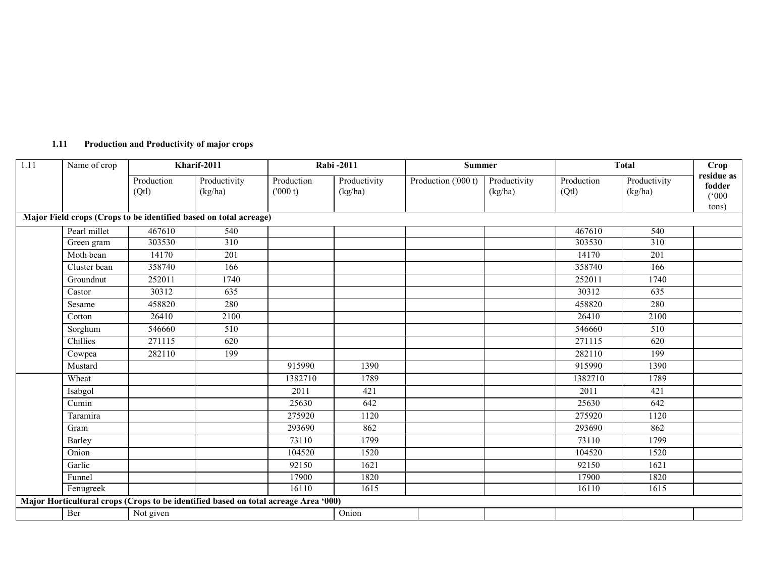**1.11 Production and Productivity of major crops**

| 1.11 | Name of crop | Kharif-2011 | | Rabi -2011 | | Summer | | Total | | Crop residue as fodder ('000 tons) |
|---|---|---|---|---|---|---|---|---|---|---|
| | | Production (Qtl) | Productivity (kg/ha) | Production ('000 t) | Productivity (kg/ha) | Production ('000 t) | Productivity (kg/ha) | Production (Qtl) | Productivity (kg/ha) | |
| **Major Field crops (Crops to be identified based on total acreage)** | | | | | | | | | | |
| | Pearl millet | 467610 | 540 | | | | | 467610 | 540 | |
| | Green gram | 303530 | 310 | | | | | 303530 | 310 | |
| | Moth bean | 14170 | 201 | | | | | 14170 | 201 | |
| | Cluster bean | 358740 | 166 | | | | | 358740 | 166 | |
| | Groundnut | 252011 | 1740 | | | | | 252011 | 1740 | |
| | Castor | 30312 | 635 | | | | | 30312 | 635 | |
| | Sesame | 458820 | 280 | | | | | 458820 | 280 | |
| | Cotton | 26410 | 2100 | | | | | 26410 | 2100 | |
| | Sorghum | 546660 | 510 | | | | | 546660 | 510 | |
| | Chillies | 271115 | 620 | | | | | 271115 | 620 | |
| | Cowpea | 282110 | 199 | | | | | 282110 | 199 | |
| | Mustard | | | 915990 | 1390 | | | 915990 | 1390 | |
| | Wheat | | | 1382710 | 1789 | | | 1382710 | 1789 | |
| | Isabgol | | | 2011 | 421 | | | 2011 | 421 | |
| | Cumin | | | 25630 | 642 | | | 25630 | 642 | |
| | Taramira | | | 275920 | 1120 | | | 275920 | 1120 | |
| | Gram | | | 293690 | 862 | | | 293690 | 862 | |
| | Barley | | | 73110 | 1799 | | | 73110 | 1799 | |
| | Onion | | | 104520 | 1520 | | | 104520 | 1520 | |
| | Garlic | | | 92150 | 1621 | | | 92150 | 1621 | |
| | Funnel | | | 17900 | 1820 | | | 17900 | 1820 | |
| | Fenugreek | | | 16110 | 1615 | | | 16110 | 1615 | |
| **Major Horticultural crops (Crops to be identified based on total acreage Area '000)** | | | | | | | | | | |
| | Ber | Not given | | | Onion | | | | | |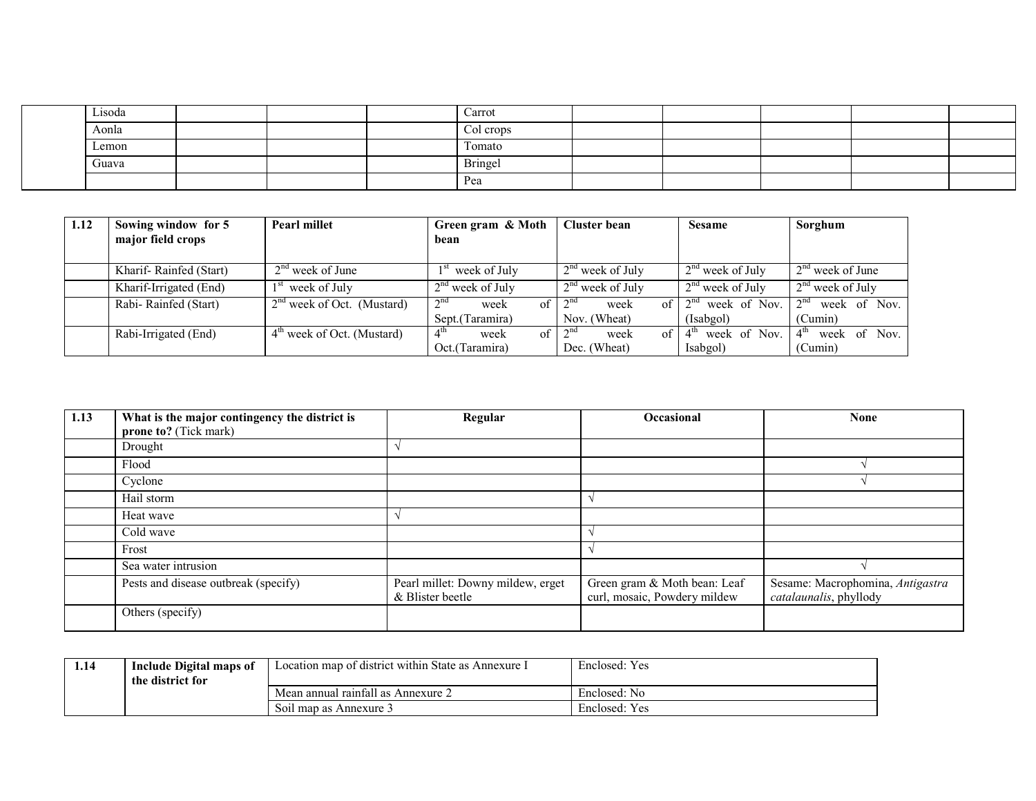| | Lisoda | | | | Carrot | | | | | |
|---|---|---|---|---|---|---|---|---|---|---|
| | Aonla | | | | Col crops | | | | | |
| | Lemon | | | | Tomato | | | | | |
| | Guava | | | | Bringel | | | | | |
| | | | | | Pea | | | | | |

| 1.12 | Sowing window for 5 major field crops | Pearl millet | Green gram & Moth bean | Cluster bean | Sesame | Sorghum |
|---|---|---|---|---|---|---|
| | Kharif- Rainfed (Start) | 2nd week of June | 1st week of July | 2nd week of July | 2nd week of July | 2nd week of June |
| | Kharif-Irrigated (End) | 1st week of July | 2nd week of July | 2nd week of July | 2nd week of July | 2nd week of July |
| | Rabi- Rainfed (Start) | 2nd week of Oct. (Mustard) | 2nd week of Sept.(Taramira) | 2nd week of Nov. (Wheat) | 2nd week of Nov. (Isabgol) | 2nd week of Nov. (Cumin) |
| | Rabi-Irrigated (End) | 4th week of Oct. (Mustard) | 4th week of Oct.(Taramira) | 2nd week of Dec. (Wheat) | 4th week of Nov. Isabgol) | 4th week of Nov. (Cumin) |

| 1.13 | **What is the major contingency the district is prone to?** (Tick mark) | Regular | Occasional | None |
|---|---|---|---|---|
| | Drought | √ | | |
| | Flood | | | √ |
| | Cyclone | | | √ |
| | Hail storm | | √ | |
| | Heat wave | √ | | |
| | Cold wave | | √ | |
| | Frost | | √ | |
| | Sea water intrusion | | | √ |
| | Pests and disease outbreak (specify) | Pearl millet: Downy mildew, erget & Blister beetle | Green gram & Moth bean: Leaf curl, mosaic, Powdery mildew | Sesame: Macrophomina, *Antigastra catalaunalis*, phyllody |
| | Others (specify) | | | |

| 1.14 | **Include Digital maps of the district for** | Location map of district within State as Annexure I | Enclosed: Yes |
|---|---|---|---|
| | | Mean annual rainfall as Annexure 2 | Enclosed: No |
| | | Soil map as Annexure 3 | Enclosed: Yes |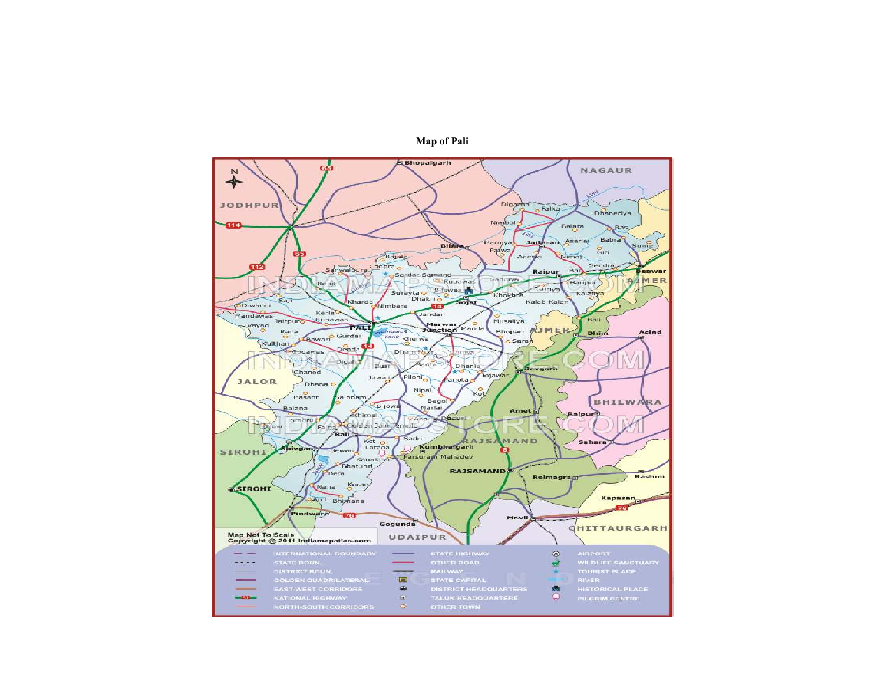**Map of Pali**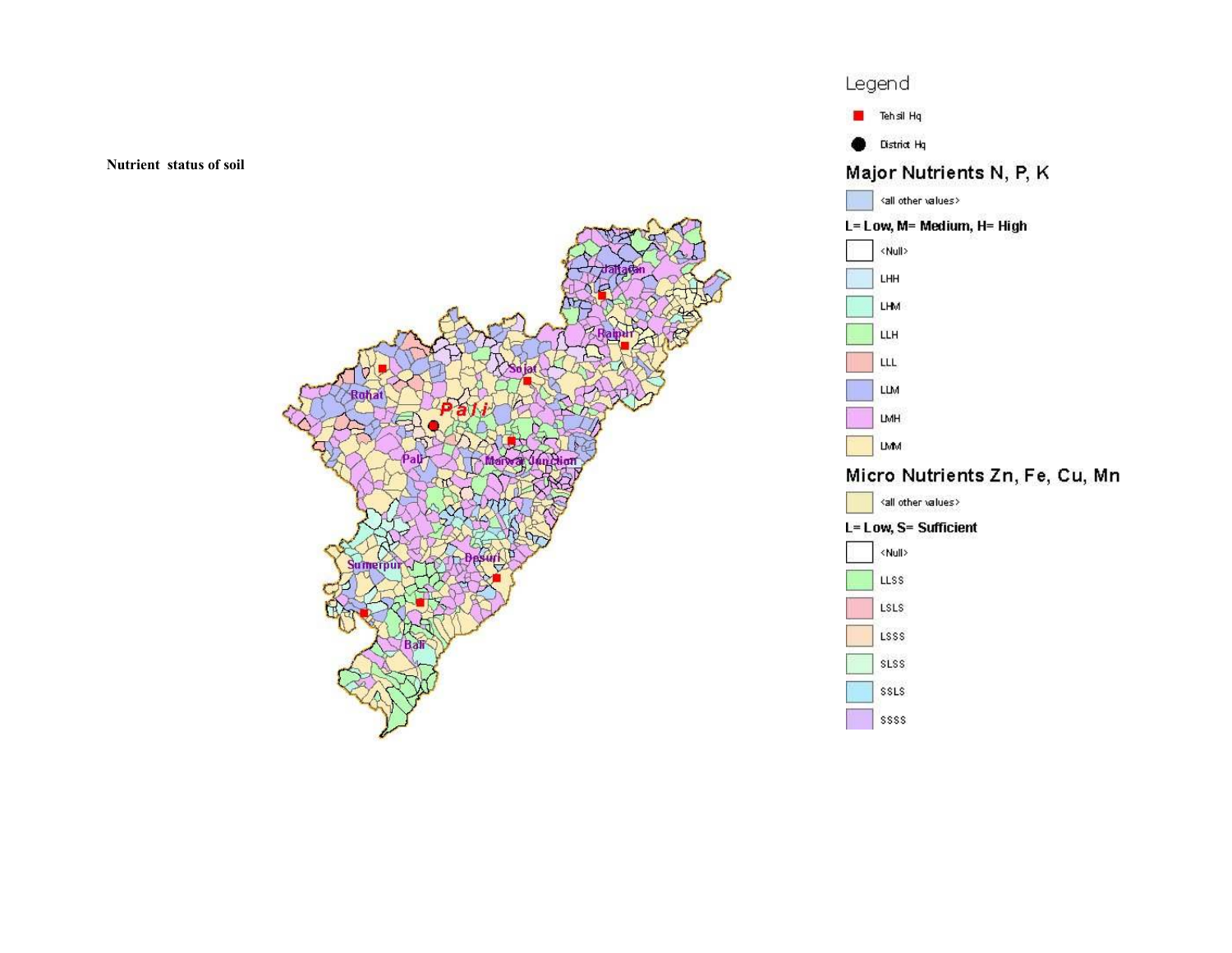**Nutrient status of soil**

Legend

Tehsil Hq

District Hq

Major Nutrients N, P, K

<all other values>

L= Low, M= Medium, H= High

<Null>

LHH

LHM

LLH

LLL

LLM

LMH

LMM

Micro Nutrients Zn, Fe, Cu, Mn

<all other values>

L= Low, S= Sufficient

<Null>

LLSS

LSLS

LSSS

SLSS

SSLS

SSSS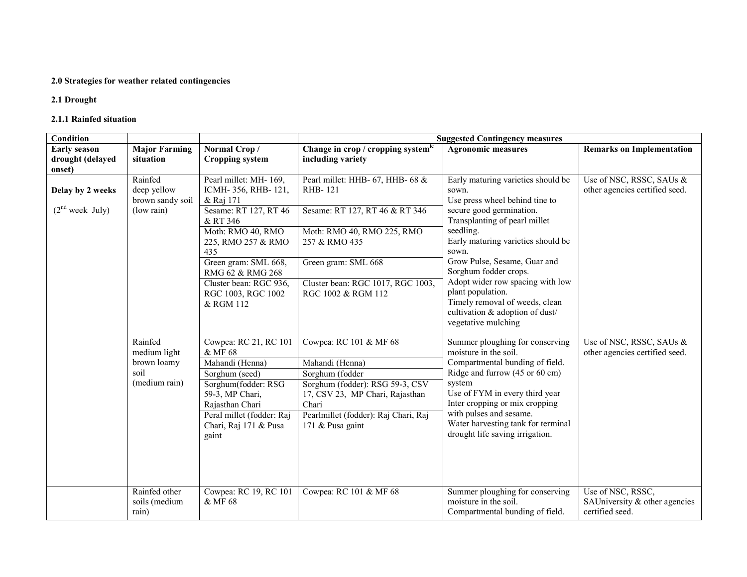**2.0 Strategies for weather related contingencies**

**2.1 Drought**

**2.1.1 Rainfed situation**

| Condition | | | Suggested Contingency measures | | |
|---|---|---|---|---|---|
| **Early season drought (delayed onset)** | **Major Farming situation** | **Normal Crop / Cropping system** | **Change in crop / cropping system[ic] including variety** | **Agronomic measures** | **Remarks on Implementation** |
| **Delay by 2 weeks** (2[nd] week July) | Rainfed deep yellow brown sandy soil (low rain) | Pearl millet: MH- 169, ICMH- 356, RHB- 121, & Raj 171 | Pearl millet: HHB- 67, HHB- 68 & RHB- 121 | Early maturing varieties should be sown. Use press wheel behind tine to secure good germination. Transplanting of pearl millet seedling. Early maturing varieties should be sown. Grow Pulse, Sesame, Guar and Sorghum fodder crops. Adopt wider row spacing with low plant population. Timely removal of weeds, clean cultivation & adoption of dust/ vegetative mulching | Use of NSC, RSSC, SAUs & other agencies certified seed. |
| | | Sesame: RT 127, RT 46 & RT 346 | Sesame: RT 127, RT 46 & RT 346 | | |
| | | Moth: RMO 40, RMO 225, RMO 257 & RMO 435 | Moth: RMO 40, RMO 225, RMO 257 & RMO 435 | | |
| | | Green gram: SML 668, RMG 62 & RMG 268 | Green gram: SML 668 | | |
| | | Cluster bean: RGC 936, RGC 1003, RGC 1002 & RGM 112 | Cluster bean: RGC 1017, RGC 1003, RGC 1002 & RGM 112 | | |
| | Rainfed medium light brown loamy soil (medium rain) | Cowpea: RC 21, RC 101 & MF 68 | Cowpea: RC 101 & MF 68 | Summer ploughing for conserving moisture in the soil. Compartmental bunding of field. Ridge and furrow (45 or 60 cm) system Use of FYM in every third year Inter cropping or mix cropping with pulses and sesame. Water harvesting tank for terminal drought life saving irrigation. | Use of NSC, RSSC, SAUs & other agencies certified seed. |
| | | Mahandi (Henna) | Mahandi (Henna) | | |
| | | Sorghum (seed) | Sorghum (fodder | | |
| | | Sorghum(fodder: RSG 59-3, MP Chari, Rajasthan Chari | Sorghum (fodder): RSG 59-3, CSV 17, CSV 23, MP Chari, Rajasthan Chari | | |
| | | Peral millet (fodder: Raj Chari, Raj 171 & Pusa gaint | Pearlmillet (fodder): Raj Chari, Raj 171 & Pusa gaint | | |
| | Rainfed other soils (medium rain) | Cowpea: RC 19, RC 101 & MF 68 | Cowpea: RC 101 & MF 68 | Summer ploughing for conserving moisture in the soil. Compartmental bunding of field. | Use of NSC, RSSC, SAUniversity & other agencies certified seed. |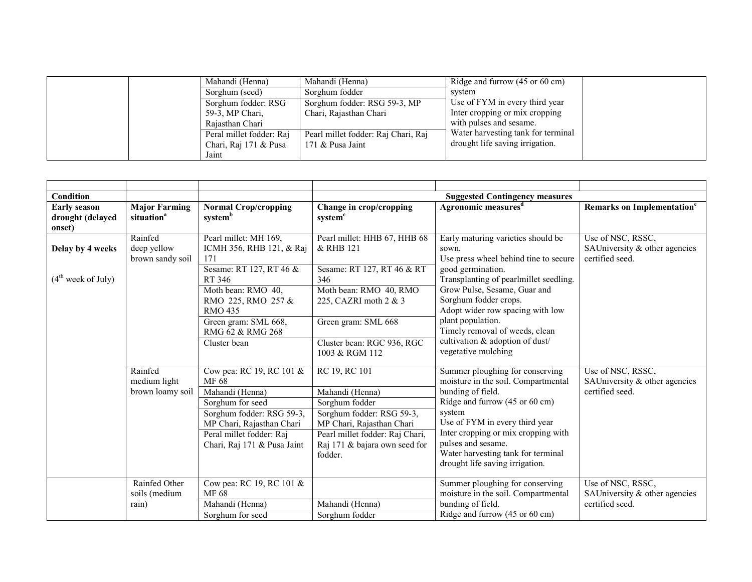| | | Mahandi (Henna) | Mahandi (Henna) | Ridge and furrow (45 or 60 cm) system<br>Use of FYM in every third year<br>Inter cropping or mix cropping with pulses and sesame.<br>Water harvesting tank for terminal drought life saving irrigation. | |
|---|---|---|---|---|---|
| | | Sorghum (seed) | Sorghum fodder | | |
| | | Sorghum fodder: RSG 59-3, MP Chari, Rajasthan Chari | Sorghum fodder: RSG 59-3, MP Chari, Rajasthan Chari | | |
| | | Peral millet fodder: Raj Chari, Raj 171 & Pusa Jaint | Pearl millet fodder: Raj Chari, Raj 171 & Pusa Jaint | | |

| | | | | | |
|---|---|---|---|---|---|
| **Condition** | | | **Suggested Contingency measures** | | |
| **Early season drought (delayed onset)** | **Major Farming situation[a]** | **Normal Crop/cropping system[b]** | **Change in crop/cropping system[c]** | **Agronomic measures[d]** | **Remarks on Implementation[e]** |
| **Delay by 4 weeks**<br><br>(4[th] week of July) | Rainfed deep yellow brown sandy soil | Pearl millet: MH 169, ICMH 356, RHB 121, & Raj 171 | Pearl millet: HHB 67, HHB 68 & RHB 121 | Early maturing varieties should be sown.<br>Use press wheel behind tine to secure good germination.<br>Transplanting of pearlmillet seedling.<br>Grow Pulse, Sesame, Guar and Sorghum fodder crops.<br>Adopt wider row spacing with low plant population.<br>Timely removal of weeds, clean cultivation & adoption of dust/ vegetative mulching | Use of NSC, RSSC, SAUniversity & other agencies certified seed. |
| | | Sesame: RT 127, RT 46 & RT 346 | Sesame: RT 127, RT 46 & RT 346 | | |
| | | Moth bean: RMO 40, RMO 225, RMO 257 & RMO 435 | Moth bean: RMO 40, RMO 225, CAZRI moth 2 & 3 | | |
| | | Green gram: SML 668, RMG 62 & RMG 268 | Green gram: SML 668 | | |
| | | Cluster bean | Cluster bean: RGC 936, RGC 1003 & RGM 112 | | |
| | Rainfed medium light brown loamy soil | Cow pea: RC 19, RC 101 & MF 68 | RC 19, RC 101 | Summer ploughing for conserving moisture in the soil. Compartmental bunding of field.<br>Ridge and furrow (45 or 60 cm) system<br>Use of FYM in every third year<br>Inter cropping or mix cropping with pulses and sesame.<br>Water harvesting tank for terminal drought life saving irrigation. | Use of NSC, RSSC, SAUniversity & other agencies certified seed. |
| | | Mahandi (Henna) | Mahandi (Henna) | | |
| | | Sorghum for seed | Sorghum fodder | | |
| | | Sorghum fodder: RSG 59-3, MP Chari, Rajasthan Chari | Sorghum fodder: RSG 59-3, MP Chari, Rajasthan Chari | | |
| | | Peral millet fodder: Raj Chari, Raj 171 & Pusa Jaint | Pearl millet fodder: Raj Chari, Raj 171 & bajara own seed for fodder. | | |
| | Rainfed Other soils (medium rain) | Cow pea: RC 19, RC 101 & MF 68 | | Summer ploughing for conserving moisture in the soil. Compartmental bunding of field.<br>Ridge and furrow (45 or 60 cm) | Use of NSC, RSSC, SAUniversity & other agencies certified seed. |
| | | Mahandi (Henna) | Mahandi (Henna) | | |
| | | Sorghum for seed | Sorghum fodder | | |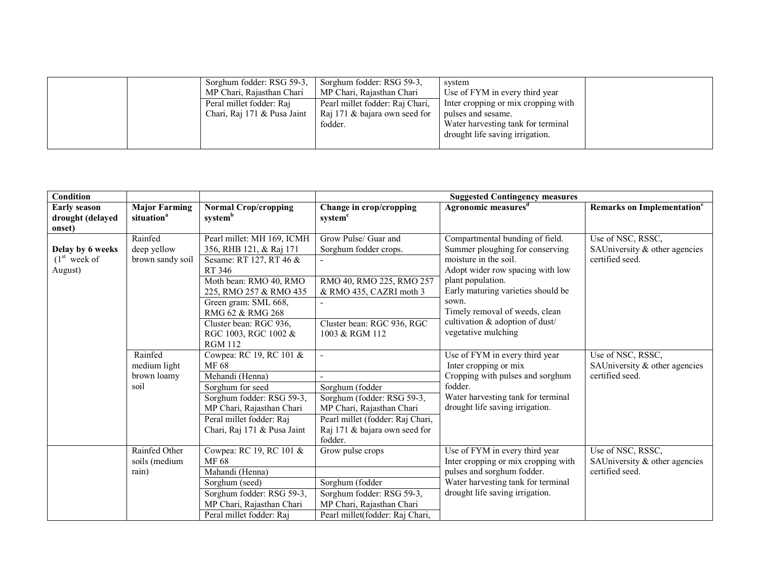| | | Sorghum fodder: RSG 59-3, MP Chari, Rajasthan Chari | Sorghum fodder: RSG 59-3, MP Chari, Rajasthan Chari | system<br>Use of FYM in every third year<br>Inter cropping or mix cropping with pulses and sesame.<br>Water harvesting tank for terminal drought life saving irrigation. | |
|---|---|---|---|---|---|
| | | Peral millet fodder: Raj Chari, Raj 171 & Pusa Jaint | Pearl millet fodder: Raj Chari, Raj 171 & bajara own seed for fodder. | | |

| Condition | | | Suggested Contingency measures | | |
|---|---|---|---|---|---|
| **Early season drought (delayed onset)** | **Major Farming situation[a]** | **Normal Crop/cropping system[b]** | **Change in crop/cropping system[c]** | **Agronomic measures[d]** | **Remarks on Implementation[e]** |
| **Delay by 6 weeks** (1[st] week of August) | Rainfed deep yellow brown sandy soil | Pearl millet: MH 169, ICMH 356, RHB 121, & Raj 171 | Grow Pulse/ Guar and Sorghum fodder crops. | Compartmental bunding of field.<br>Summer ploughing for conserving moisture in the soil.<br>Adopt wider row spacing with low plant population.<br>Early maturing varieties should be sown.<br>Timely removal of weeds, clean cultivation & adoption of dust/ vegetative mulching | Use of NSC, RSSC, SAUniversity & other agencies certified seed. |
| | | Sesame: RT 127, RT 46 & RT 346 | - | | |
| | | Moth bean: RMO 40, RMO 225, RMO 257 & RMO 435 | RMO 40, RMO 225, RMO 257 & RMO 435, CAZRI moth 3 | | |
| | | Green gram: SML 668, RMG 62 & RMG 268 | - | | |
| | | Cluster bean: RGC 936, RGC 1003, RGC 1002 & RGM 112 | Cluster bean: RGC 936, RGC 1003 & RGM 112 | | |
| | Rainfed medium light brown loamy soil | Cowpea: RC 19, RC 101 & MF 68 | - | Use of FYM in every third year<br>Inter cropping or mix Cropping with pulses and sorghum fodder.<br>Water harvesting tank for terminal drought life saving irrigation. | Use of NSC, RSSC, SAUniversity & other agencies certified seed. |
| | | Mehandi (Henna) | - | | |
| | | Sorghum for seed | Sorghum (fodder | | |
| | | Sorghum fodder: RSG 59-3, MP Chari, Rajasthan Chari | Sorghum (fodder: RSG 59-3, MP Chari, Rajasthan Chari | | |
| | | Peral millet fodder: Raj Chari, Raj 171 & Pusa Jaint | Pearl millet (fodder: Raj Chari, Raj 171 & bajara own seed for fodder. | | |
| | Rainfed Other soils (medium rain) | Cowpea: RC 19, RC 101 & MF 68 | Grow pulse crops | Use of FYM in every third year<br>Inter cropping or mix cropping with pulses and sorghum fodder.<br>Water harvesting tank for terminal drought life saving irrigation. | Use of NSC, RSSC, SAUniversity & other agencies certified seed. |
| | | Mahandi (Henna) | | | |
| | | Sorghum (seed) | Sorghum (fodder | | |
| | | Sorghum fodder: RSG 59-3, MP Chari, Rajasthan Chari | Sorghum fodder: RSG 59-3, MP Chari, Rajasthan Chari | | |
| | | Peral millet fodder: Raj | Pearl millet(fodder: Raj Chari, | | |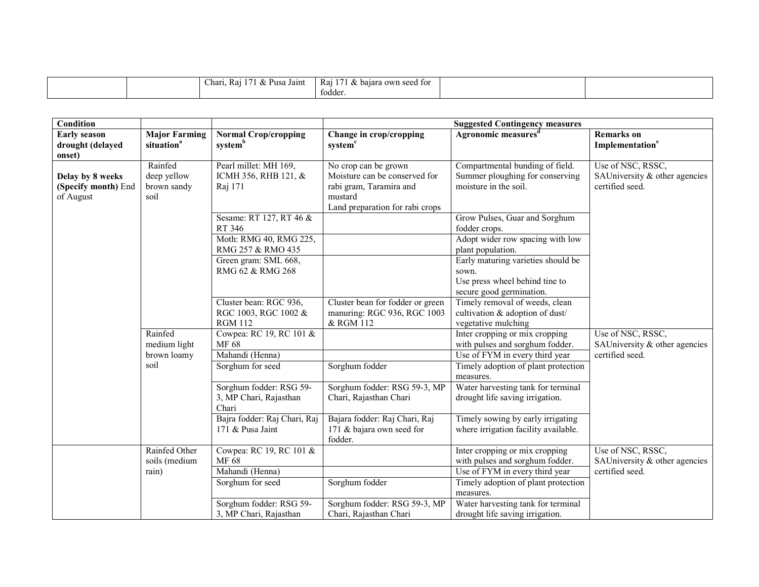| | | Chari, Raj 171 & Pusa Jaint | Raj 171 & bajara own seed for fodder. | | |
|---|---|---|---|---|---|

| Condition | | | Suggested Contingency measures | | |
|---|---|---|---|---|---|
| **Early season drought (delayed onset)** | **Major Farming situation[a]** | **Normal Crop/cropping system[b]** | **Change in crop/cropping system[c]** | **Agronomic measures[d]** | **Remarks on Implementation[e]** |
| **Delay by 8 weeks (Specify month)** End of August | Rainfed deep yellow brown sandy soil | Pearl millet: MH 169, ICMH 356, RHB 121, & Raj 171 | No crop can be grown Moisture can be conserved for rabi gram, Taramira and mustard Land preparation for rabi crops | Compartmental bunding of field. Summer ploughing for conserving moisture in the soil. | Use of NSC, RSSC, SAUniversity & other agencies certified seed. |
| | | Sesame: RT 127, RT 46 & RT 346 | | Grow Pulses, Guar and Sorghum fodder crops. | |
| | | Moth: RMG 40, RMG 225, RMG 257 & RMO 435 | | Adopt wider row spacing with low plant population. | |
| | | Green gram: SML 668, RMG 62 & RMG 268 | | Early maturing varieties should be sown. Use press wheel behind tine to secure good germination. | |
| | | Cluster bean: RGC 936, RGC 1003, RGC 1002 & RGM 112 | Cluster bean for fodder or green manuring: RGC 936, RGC 1003 & RGM 112 | Timely removal of weeds, clean cultivation & adoption of dust/ vegetative mulching | |
| | Rainfed medium light brown loamy soil | Cowpea: RC 19, RC 101 & MF 68 | | Inter cropping or mix cropping with pulses and sorghum fodder. | Use of NSC, RSSC, SAUniversity & other agencies certified seed. |
| | | Mahandi (Henna) | | Use of FYM in every third year | |
| | | Sorghum for seed | Sorghum fodder | Timely adoption of plant protection measures. | |
| | | Sorghum fodder: RSG 59-3, MP Chari, Rajasthan Chari | Sorghum fodder: RSG 59-3, MP Chari, Rajasthan Chari | Water harvesting tank for terminal drought life saving irrigation. | |
| | | Bajra fodder: Raj Chari, Raj 171 & Pusa Jaint | Bajara fodder: Raj Chari, Raj 171 & bajara own seed for fodder. | Timely sowing by early irrigating where irrigation facility available. | |
| | Rainfed Other soils (medium rain) | Cowpea: RC 19, RC 101 & MF 68 | | Inter cropping or mix cropping with pulses and sorghum fodder. | Use of NSC, RSSC, SAUniversity & other agencies certified seed. |
| | | Mahandi (Henna) | | Use of FYM in every third year | |
| | | Sorghum for seed | Sorghum fodder | Timely adoption of plant protection measures. | |
| | | Sorghum fodder: RSG 59-3, MP Chari, Rajasthan | Sorghum fodder: RSG 59-3, MP Chari, Rajasthan Chari | Water harvesting tank for terminal drought life saving irrigation. | |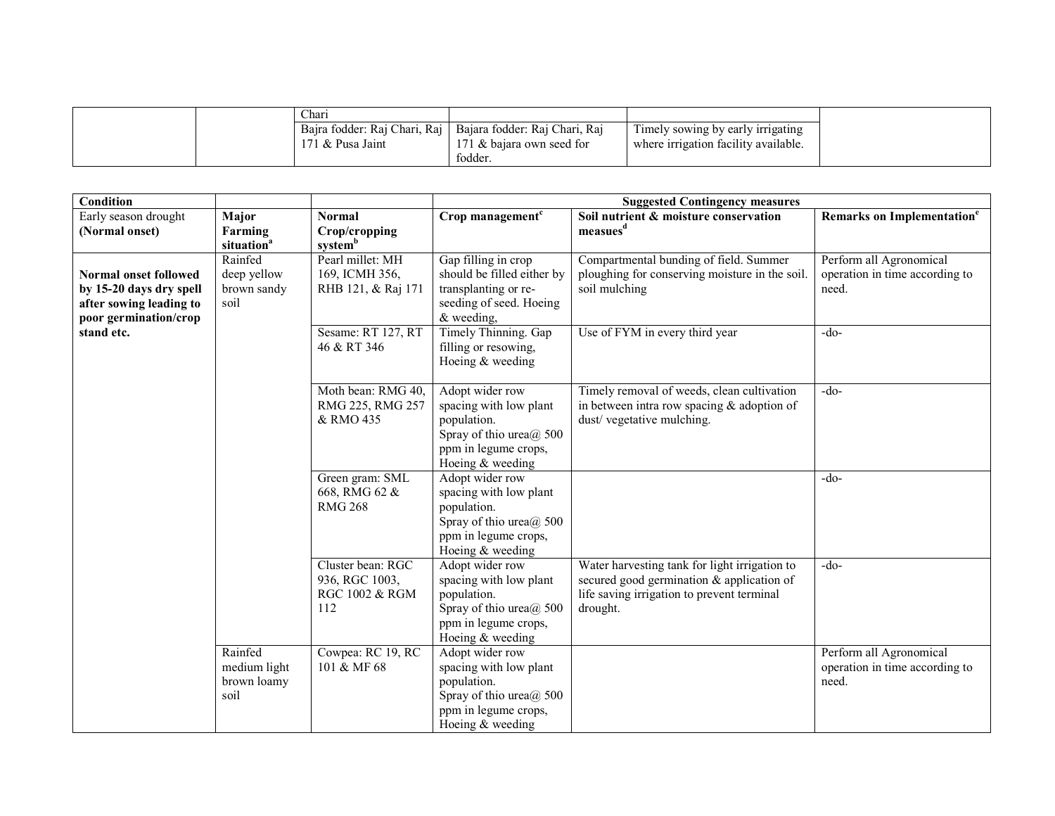| | | Chari | | | |
|---|---|---|---|---|---|
| | | Bajra fodder: Raj Chari, Raj 171 & Pusa Jaint | Bajara fodder: Raj Chari, Raj 171 & bajara own seed for fodder. | Timely sowing by early irrigating where irrigation facility available. | |

| Condition | | | Suggested Contingency measures | | |
|---|---|---|---|---|---|
| Early season drought **(Normal onset)** | **Major Farming situation[a]** | **Normal Crop/cropping system[b]** | **Crop management[c]** | **Soil nutrient & moisture conservation measues[d]** | **Remarks on Implementation[e]** |
| **Normal onset followed by 15-20 days dry spell after sowing leading to poor germination/crop stand etc.** | Rainfed deep yellow brown sandy soil | Pearl millet: MH 169, ICMH 356, RHB 121, & Raj 171 | Gap filling in crop should be filled either by transplanting or re-seeding of seed. Hoeing & weeding, | Compartmental bunding of field. Summer ploughing for conserving moisture in the soil. soil mulching | Perform all Agronomical operation in time according to need. |
| | | Sesame: RT 127, RT 46 & RT 346 | Timely Thinning. Gap filling or resowing, Hoeing & weeding | Use of FYM in every third year | -do- |
| | | Moth bean: RMG 40, RMG 225, RMG 257 & RMO 435 | Adopt wider row spacing with low plant population. Spray of thio urea@ 500 ppm in legume crops, Hoeing & weeding | Timely removal of weeds, clean cultivation in between intra row spacing & adoption of dust/ vegetative mulching. | -do- |
| | | Green gram: SML 668, RMG 62 & RMG 268 | Adopt wider row spacing with low plant population. Spray of thio urea@ 500 ppm in legume crops, Hoeing & weeding | | -do- |
| | | Cluster bean: RGC 936, RGC 1003, RGC 1002 & RGM 112 | Adopt wider row spacing with low plant population. Spray of thio urea@ 500 ppm in legume crops, Hoeing & weeding | Water harvesting tank for light irrigation to secured good germination & application of life saving irrigation to prevent terminal drought. | -do- |
| | Rainfed medium light brown loamy soil | Cowpea: RC 19, RC 101 & MF 68 | Adopt wider row spacing with low plant population. Spray of thio urea@ 500 ppm in legume crops, Hoeing & weeding | | Perform all Agronomical operation in time according to need. |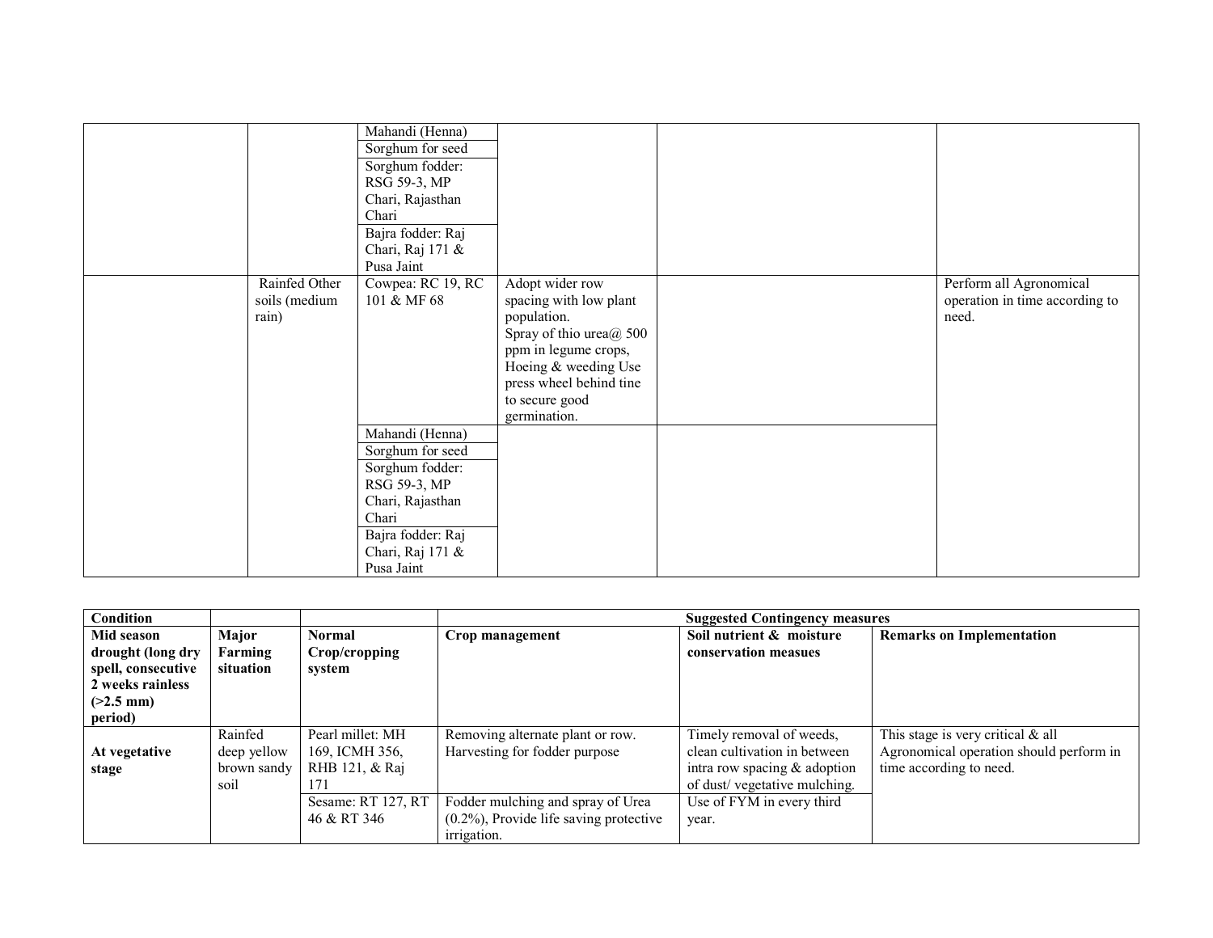| | | | | | |
|---|---|---|---|---|---|
| | | Mahandi (Henna) | | | |
| | | Sorghum for seed | | | |
| | | Sorghum fodder: RSG 59-3, MP Chari, Rajasthan Chari | | | |
| | | Bajra fodder: Raj Chari, Raj 171 & Pusa Jaint | | | |
| | Rainfed Other soils (medium rain) | Cowpea: RC 19, RC 101 & MF 68 | Adopt wider row spacing with low plant population. Spray of thio urea@ 500 ppm in legume crops, Hoeing & weeding Use press wheel behind tine to secure good germination. | | Perform all Agronomical operation in time according to need. |
| | | Mahandi (Henna) | | | |
| | | Sorghum for seed | | | |
| | | Sorghum fodder: RSG 59-3, MP Chari, Rajasthan Chari | | | |
| | | Bajra fodder: Raj Chari, Raj 171 & Pusa Jaint | | | |

| **Condition** | | | **Suggested Contingency measures** | | |
|---|---|---|---|---|---|
| **Mid season drought (long dry spell, consecutive 2 weeks rainless (>2.5 mm) period)** | **Major Farming situation** | **Normal Crop/cropping system** | **Crop management** | **Soil nutrient & moisture conservation measues** | **Remarks on Implementation** |
| **At vegetative stage** | Rainfed deep yellow brown sandy soil | Pearl millet: MH 169, ICMH 356, RHB 121, & Raj 171 | Removing alternate plant or row. Harvesting for fodder purpose | Timely removal of weeds, clean cultivation in between intra row spacing & adoption of dust/ vegetative mulching. | This stage is very critical & all Agronomical operation should perform in time according to need. |
| | | Sesame: RT 127, RT 46 & RT 346 | Fodder mulching and spray of Urea (0.2%), Provide life saving protective irrigation. | Use of FYM in every third year. | |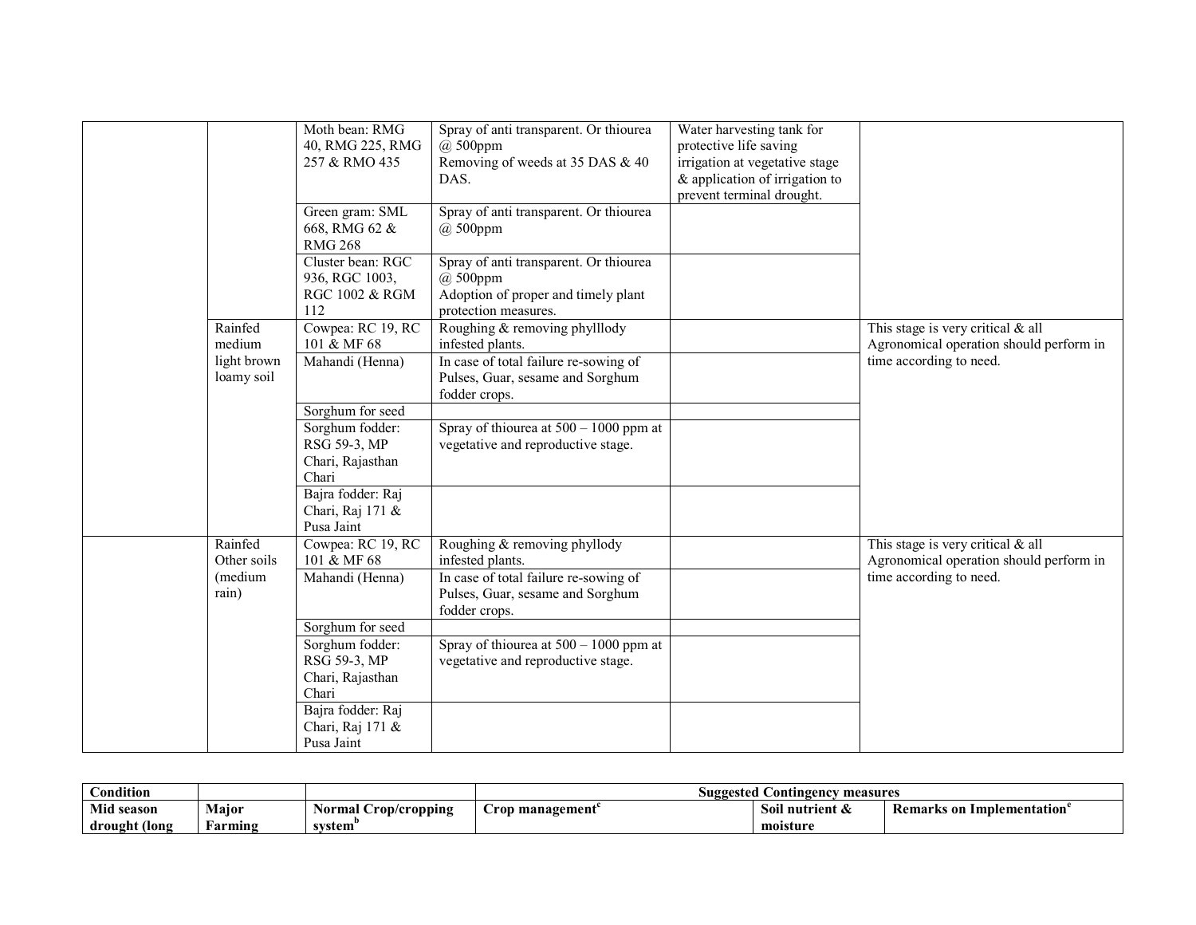| | | Moth bean: RMG 40, RMG 225, RMG 257 & RMO 435 | Spray of anti transparent. Or thiourea @ 500ppm<br>Removing of weeds at 35 DAS & 40 DAS. | Water harvesting tank for protective life saving irrigation at vegetative stage & application of irrigation to prevent terminal drought. | |
|---|---|---|---|---|---|
| | | Green gram: SML 668, RMG 62 & RMG 268 | Spray of anti transparent. Or thiourea @ 500ppm | | |
| | | Cluster bean: RGC 936, RGC 1003, RGC 1002 & RGM 112 | Spray of anti transparent. Or thiourea @ 500ppm<br>Adoption of proper and timely plant protection measures. | | |
| | Rainfed medium light brown loamy soil | Cowpea: RC 19, RC 101 & MF 68 | Roughing & removing phyllody infested plants. | | This stage is very critical & all Agronomical operation should perform in time according to need. |
| | | Mahandi (Henna) | In case of total failure re-sowing of Pulses, Guar, sesame and Sorghum fodder crops. | | |
| | | Sorghum for seed | | | |
| | | Sorghum fodder: RSG 59-3, MP Chari, Rajasthan Chari | Spray of thiourea at 500 – 1000 ppm at vegetative and reproductive stage. | | |
| | | Bajra fodder: Raj Chari, Raj 171 & Pusa Jaint | | | |
| | Rainfed Other soils (medium rain) | Cowpea: RC 19, RC 101 & MF 68 | Roughing & removing phyllody infested plants. | | This stage is very critical & all Agronomical operation should perform in time according to need. |
| | | Mahandi (Henna) | In case of total failure re-sowing of Pulses, Guar, sesame and Sorghum fodder crops. | | |
| | | Sorghum for seed | | | |
| | | Sorghum fodder: RSG 59-3, MP Chari, Rajasthan Chari | Spray of thiourea at 500 – 1000 ppm at vegetative and reproductive stage. | | |
| | | Bajra fodder: Raj Chari, Raj 171 & Pusa Jaint | | | |

| **Condition** | | | **Suggested Contingency measures** | | |
|---|---|---|---|---|---|
| **Mid season drought (long** | **Major Farming** | **Normal Crop/cropping system[b]** | **Crop management[c]** | **Soil nutrient & moisture** | **Remarks on Implementation[e]** |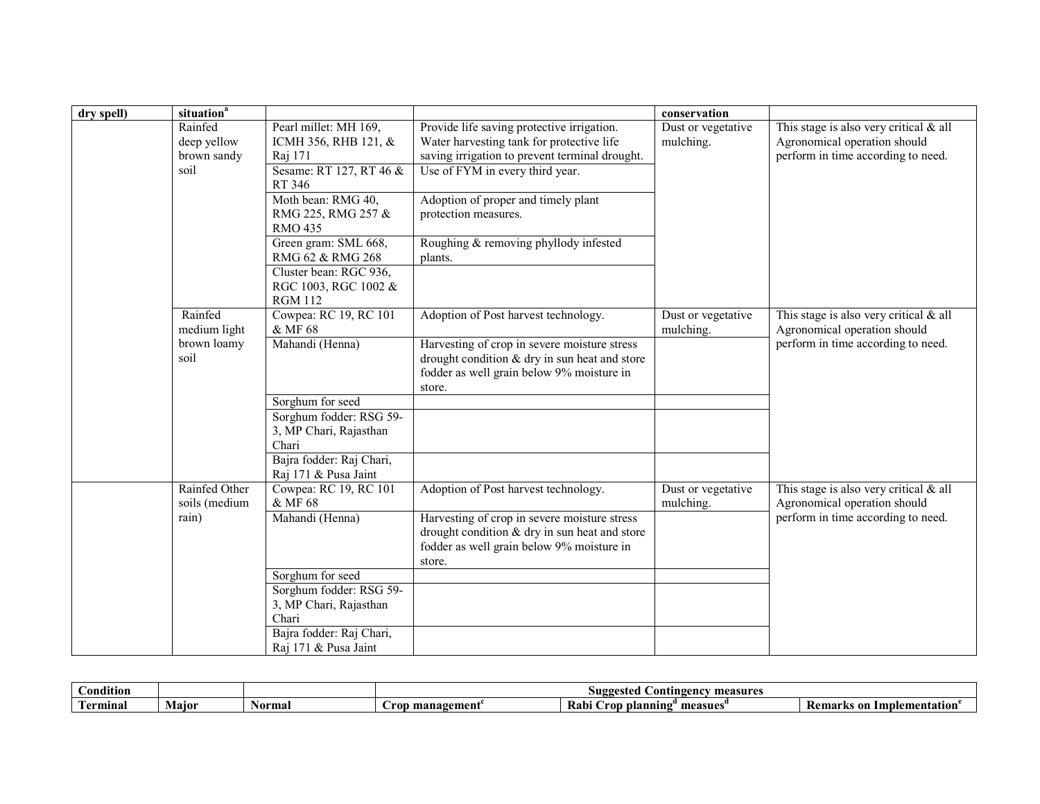| dry spell) | situation[a] | | | conservation | |
|---|---|---|---|---|---|
| | Rainfed deep yellow brown sandy soil | Pearl millet: MH 169, ICMH 356, RHB 121, & Raj 171 | Provide life saving protective irrigation. Water harvesting tank for protective life saving irrigation to prevent terminal drought. | Dust or vegetative mulching. | This stage is also very critical & all Agronomical operation should perform in time according to need. |
| | | Sesame: RT 127, RT 46 & RT 346 | Use of FYM in every third year. | | |
| | | Moth bean: RMG 40, RMG 225, RMG 257 & RMO 435 | Adoption of proper and timely plant protection measures. | | |
| | | Green gram: SML 668, RMG 62 & RMG 268 | Roughing & removing phyllody infested plants. | | |
| | | Cluster bean: RGC 936, RGC 1003, RGC 1002 & RGM 112 | | | |
| | Rainfed medium light brown loamy soil | Cowpea: RC 19, RC 101 & MF 68 | Adoption of Post harvest technology. | Dust or vegetative mulching. | This stage is also very critical & all Agronomical operation should perform in time according to need. |
| | | Mahandi (Henna) | Harvesting of crop in severe moisture stress drought condition & dry in sun heat and store fodder as well grain below 9% moisture in store. | | |
| | | Sorghum for seed | | | |
| | | Sorghum fodder: RSG 59-3, MP Chari, Rajasthan Chari | | | |
| | | Bajra fodder: Raj Chari, Raj 171 & Pusa Jaint | | | |
| | Rainfed Other soils (medium rain) | Cowpea: RC 19, RC 101 & MF 68 | Adoption of Post harvest technology. | Dust or vegetative mulching. | This stage is also very critical & all Agronomical operation should perform in time according to need. |
| | | Mahandi (Henna) | Harvesting of crop in severe moisture stress drought condition & dry in sun heat and store fodder as well grain below 9% moisture in store. | | |
| | | Sorghum for seed | | | |
| | | Sorghum fodder: RSG 59-3, MP Chari, Rajasthan Chari | | | |
| | | Bajra fodder: Raj Chari, Raj 171 & Pusa Jaint | | | |

| Condition | | | Suggested Contingency measures | | |
|---|---|---|---|---|---|
| Terminal | Major | Normal | Crop management[c] | Rabi Crop planning[d] measues[d] | Remarks on Implementation[e] |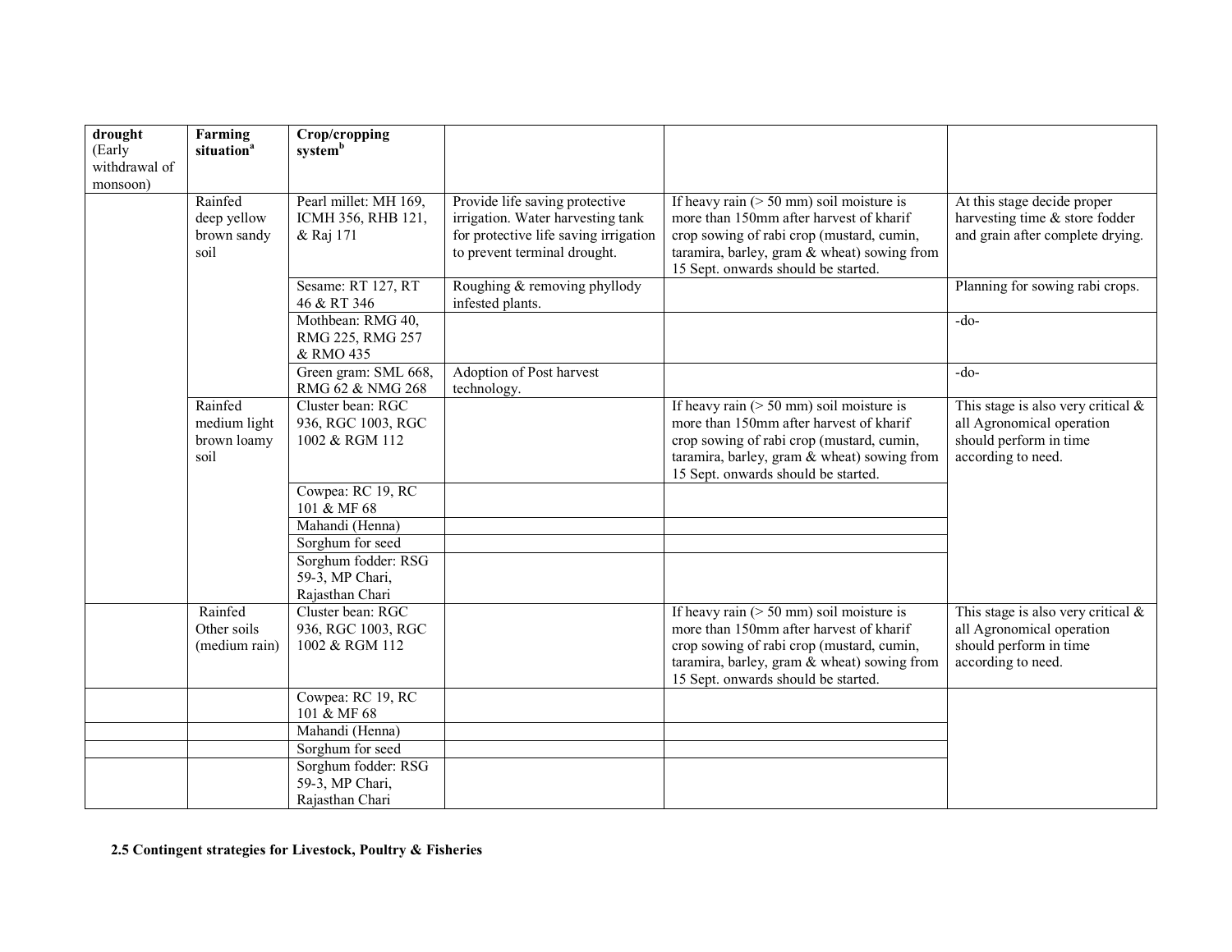| drought (Early withdrawal of monsoon) | Farming situation[a] | Crop/cropping system[b] | | | |
|---|---|---|---|---|---|
| | Rainfed deep yellow brown sandy soil | Pearl millet: MH 169, ICMH 356, RHB 121, & Raj 171 | Provide life saving protective irrigation. Water harvesting tank for protective life saving irrigation to prevent terminal drought. | If heavy rain (> 50 mm) soil moisture is more than 150mm after harvest of kharif crop sowing of rabi crop (mustard, cumin, taramira, barley, gram & wheat) sowing from 15 Sept. onwards should be started. | At this stage decide proper harvesting time & store fodder and grain after complete drying. |
| | | Sesame: RT 127, RT 46 & RT 346 | Roughing & removing phyllody infested plants. | | Planning for sowing rabi crops. |
| | | Mothbean: RMG 40, RMG 225, RMG 257 & RMO 435 | | | -do- |
| | | Green gram: SML 668, RMG 62 & NMG 268 | Adoption of Post harvest technology. | | -do- |
| | Rainfed medium light brown loamy soil | Cluster bean: RGC 936, RGC 1003, RGC 1002 & RGM 112 | | If heavy rain (> 50 mm) soil moisture is more than 150mm after harvest of kharif crop sowing of rabi crop (mustard, cumin, taramira, barley, gram & wheat) sowing from 15 Sept. onwards should be started. | This stage is also very critical & all Agronomical operation should perform in time according to need. |
| | | Cowpea: RC 19, RC 101 & MF 68 | | | |
| | | Mahandi (Henna) | | | |
| | | Sorghum for seed | | | |
| | | Sorghum fodder: RSG 59-3, MP Chari, Rajasthan Chari | | | |
| | Rainfed Other soils (medium rain) | Cluster bean: RGC 936, RGC 1003, RGC 1002 & RGM 112 | | If heavy rain (> 50 mm) soil moisture is more than 150mm after harvest of kharif crop sowing of rabi crop (mustard, cumin, taramira, barley, gram & wheat) sowing from 15 Sept. onwards should be started. | This stage is also very critical & all Agronomical operation should perform in time according to need. |
| | | Cowpea: RC 19, RC 101 & MF 68 | | | |
| | | Mahandi (Henna) | | | |
| | | Sorghum for seed | | | |
| | | Sorghum fodder: RSG 59-3, MP Chari, Rajasthan Chari | | | |

**2.5 Contingent strategies for Livestock, Poultry & Fisheries**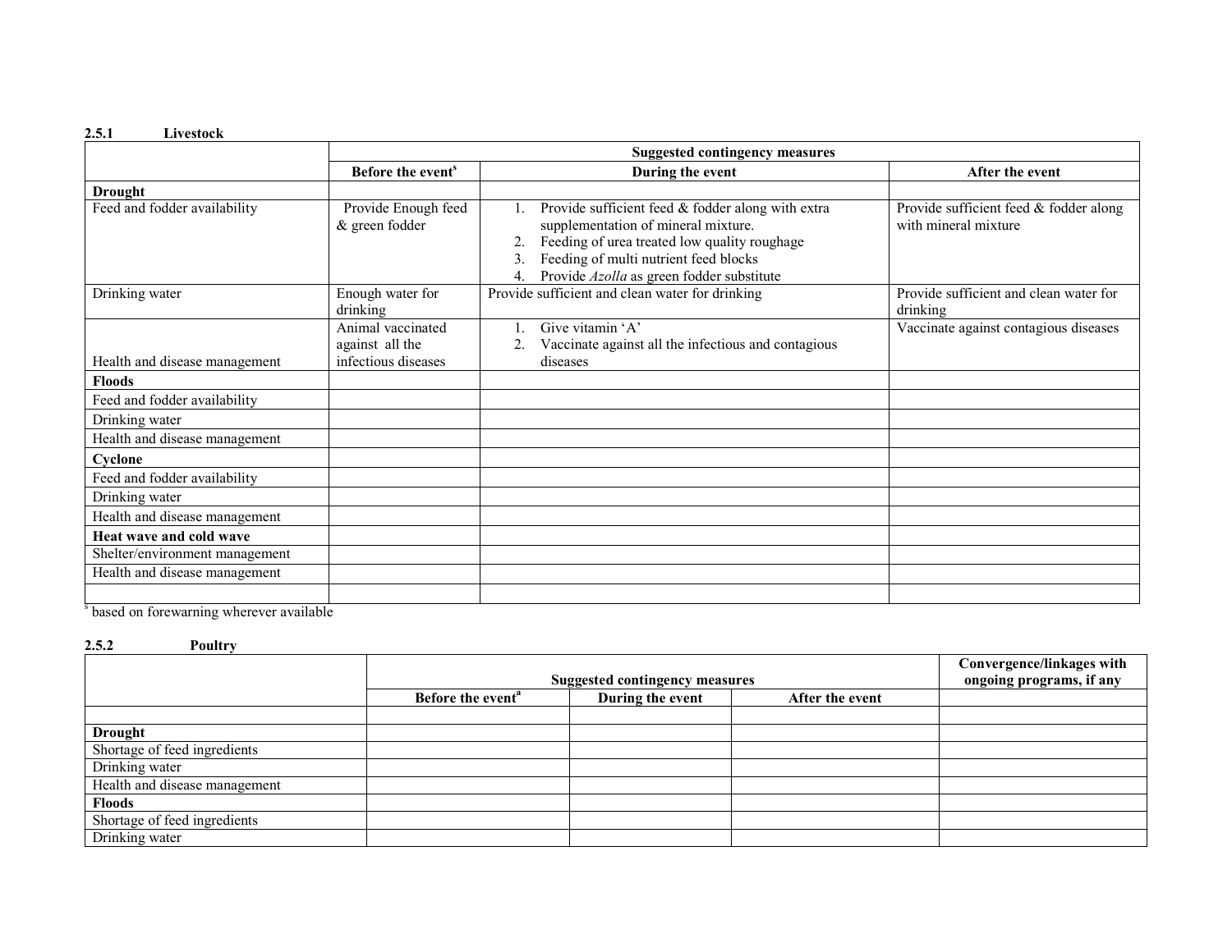### 2.5.1 Livestock

| | Suggested contingency measures | | |
|---|---|---|---|
| | Before the event[s] | During the event | After the event |
| **Drought** | | | |
| Feed and fodder availability | Provide Enough feed & green fodder | 1. Provide sufficient feed & fodder along with extra supplementation of mineral mixture.<br>2. Feeding of urea treated low quality roughage<br>3. Feeding of multi nutrient feed blocks<br>4. Provide *Azolla* as green fodder substitute | Provide sufficient feed & fodder along with mineral mixture |
| Drinking water | Enough water for drinking | Provide sufficient and clean water for drinking | Provide sufficient and clean water for drinking |
| Health and disease management | Animal vaccinated against all the infectious diseases | 1. Give vitamin 'A'<br>2. Vaccinate against all the infectious and contagious diseases | Vaccinate against contagious diseases |
| **Floods** | | | |
| Feed and fodder availability | | | |
| Drinking water | | | |
| Health and disease management | | | |
| **Cyclone** | | | |
| Feed and fodder availability | | | |
| Drinking water | | | |
| Health and disease management | | | |
| **Heat wave and cold wave** | | | |
| Shelter/environment management | | | |
| Health and disease management | | | |
| | | | |

[s] based on forewarning wherever available

### 2.5.2 Poultry

| | Suggested contingency measures | | | Convergence/linkages with ongoing programs, if any |
|---|---|---|---|---|
| | Before the event[a] | During the event | After the event | |
| | | | | |
| **Drought** | | | | |
| Shortage of feed ingredients | | | | |
| Drinking water | | | | |
| Health and disease management | | | | |
| **Floods** | | | | |
| Shortage of feed ingredients | | | | |
| Drinking water | | | | |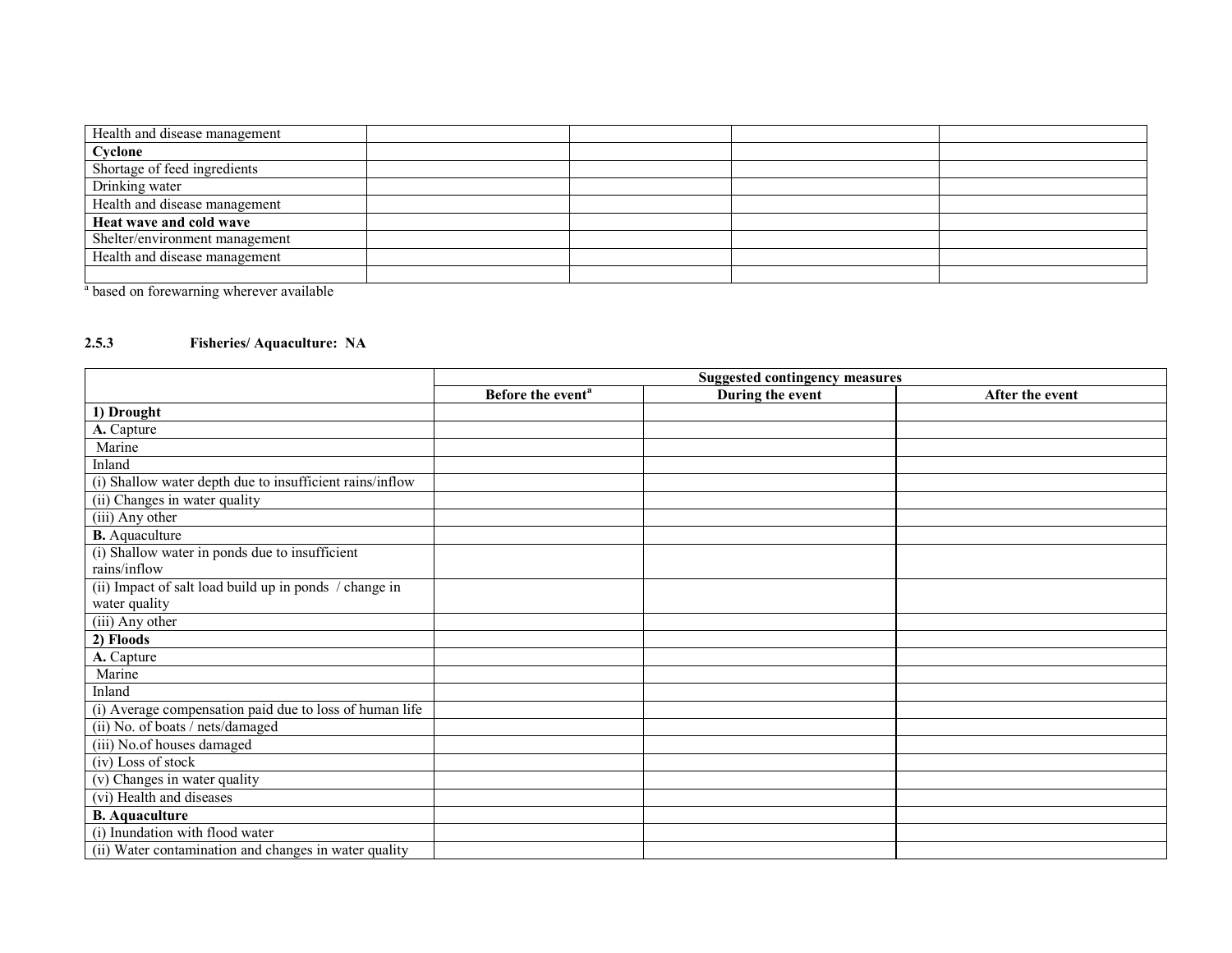| Health and disease management | | | | |
|---|---|---|---|---|
| **Cyclone** | | | | |
| Shortage of feed ingredients | | | | |
| Drinking water | | | | |
| Health and disease management | | | | |
| **Heat wave and cold wave** | | | | |
| Shelter/environment management | | | | |
| Health and disease management | | | | |
| | | | | |

[a] based on forewarning wherever available

### 2.5.3 Fisheries/ Aquaculture: NA

| | Suggested contingency measures | | |
|---|---|---|---|
| | **Before the event**[a] | **During the event** | **After the event** |
| **1) Drought** | | | |
| **A.** Capture | | | |
| Marine | | | |
| Inland | | | |
| (i) Shallow water depth due to insufficient rains/inflow | | | |
| (ii) Changes in water quality | | | |
| (iii) Any other | | | |
| **B.** Aquaculture | | | |
| (i) Shallow water in ponds due to insufficient rains/inflow | | | |
| (ii) Impact of salt load build up in ponds / change in water quality | | | |
| (iii) Any other | | | |
| **2) Floods** | | | |
| **A.** Capture | | | |
| Marine | | | |
| Inland | | | |
| (i) Average compensation paid due to loss of human life | | | |
| (ii) No. of boats / nets/damaged | | | |
| (iii) No.of houses damaged | | | |
| (iv) Loss of stock | | | |
| (v) Changes in water quality | | | |
| (vi) Health and diseases | | | |
| **B. Aquaculture** | | | |
| (i) Inundation with flood water | | | |
| (ii) Water contamination and changes in water quality | | | |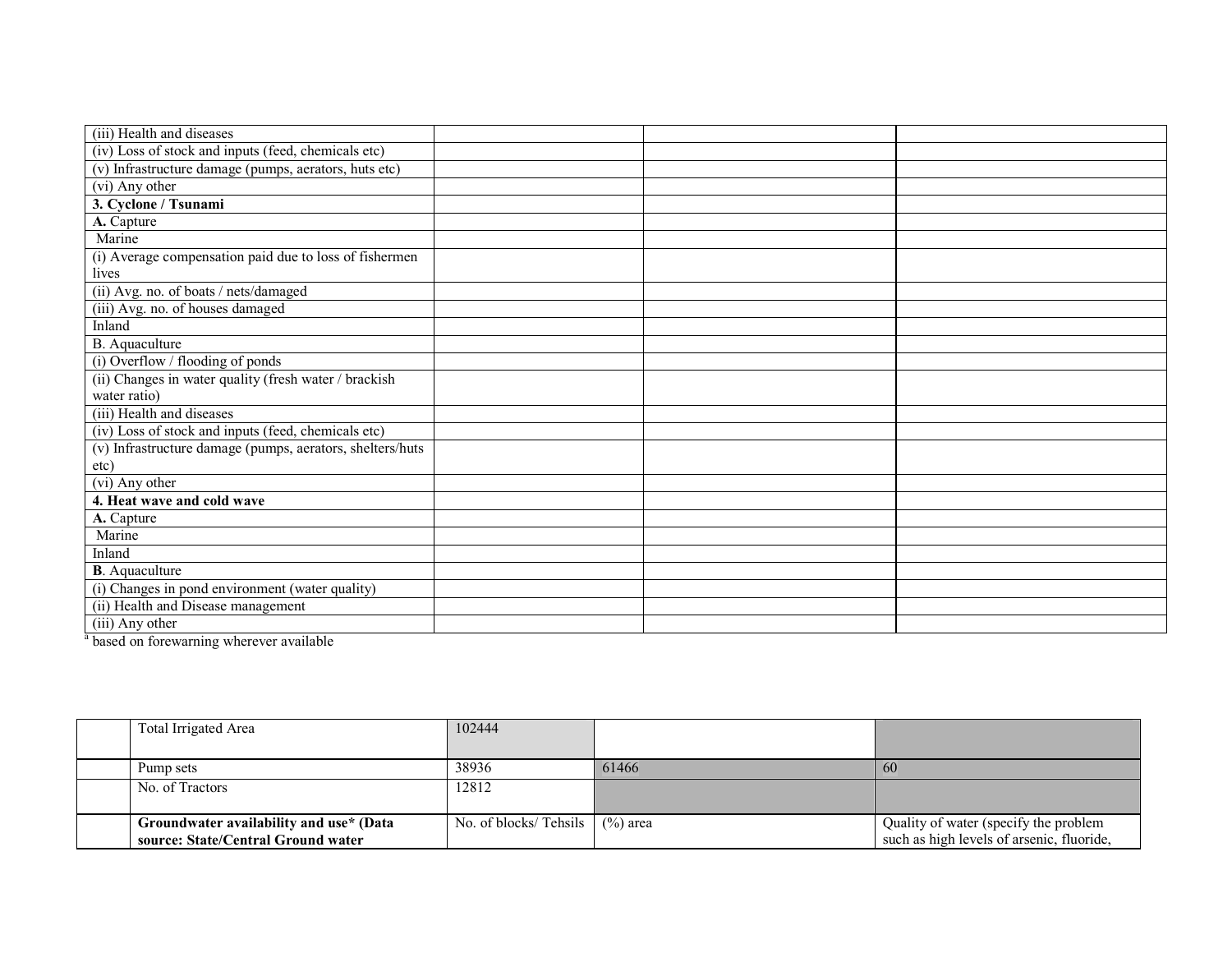| | | | |
|---|---|---|---|
| (iii) Health and diseases | | | |
| (iv) Loss of stock and inputs (feed, chemicals etc) | | | |
| (v) Infrastructure damage (pumps, aerators, huts etc) | | | |
| (vi) Any other | | | |
| **3. Cyclone / Tsunami** | | | |
| **A.** Capture | | | |
| Marine | | | |
| (i) Average compensation paid due to loss of fishermen lives | | | |
| (ii) Avg. no. of boats / nets/damaged | | | |
| (iii) Avg. no. of houses damaged | | | |
| Inland | | | |
| B. Aquaculture | | | |
| (i) Overflow / flooding of ponds | | | |
| (ii) Changes in water quality (fresh water / brackish water ratio) | | | |
| (iii) Health and diseases | | | |
| (iv) Loss of stock and inputs (feed, chemicals etc) | | | |
| (v) Infrastructure damage (pumps, aerators, shelters/huts etc) | | | |
| (vi) Any other | | | |
| **4. Heat wave and cold wave** | | | |
| **A.** Capture | | | |
| Marine | | | |
| Inland | | | |
| **B**. Aquaculture | | | |
| (i) Changes in pond environment (water quality) | | | |
| (ii) Health and Disease management | | | |
| (iii) Any other | | | |

[a] based on forewarning wherever available

| | | | | |
|---|---|---|---|---|
| | Total Irrigated Area | 102444 | | |
| | Pump sets | 38936 | 61466 | 60 |
| | No. of Tractors | 12812 | | |
| | **Groundwater availability and use* (Data source: State/Central Ground water** | No. of blocks/ Tehsils | (%) area | Quality of water (specify the problem such as high levels of arsenic, fluoride, |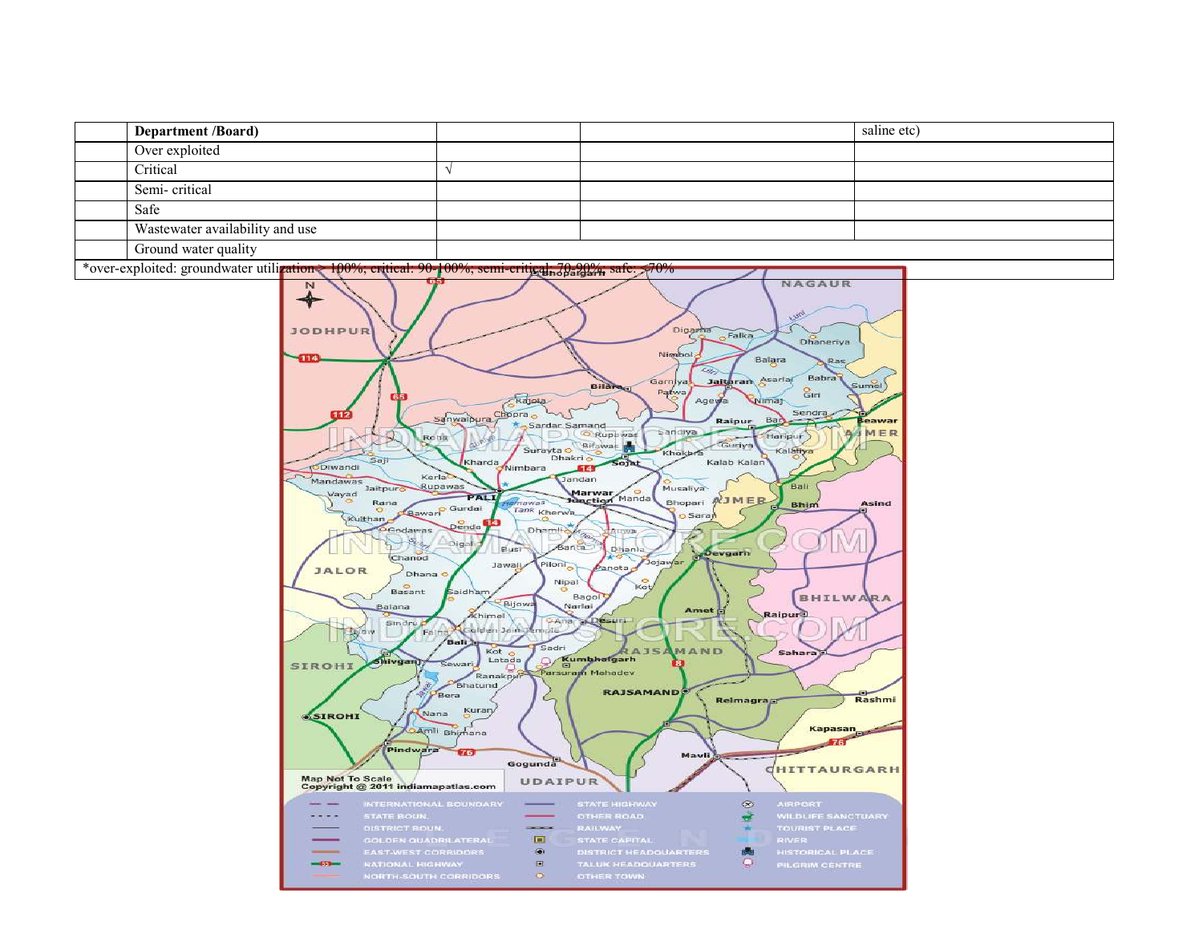| | | | | |
|---|---|---|---|---|
| | Department /Board) | | | saline etc) |
| | Over exploited | | | |
| | Critical | √ | | |
| | Semi- critical | | | |
| | Safe | | | |
| | Wastewater availability and use | | | |
| | Ground water quality | | | |
| *over-exploited: groundwater utilization > 100%; critical: 90-100%; semi-critical: 70-90%; safe: <70% | | | | |